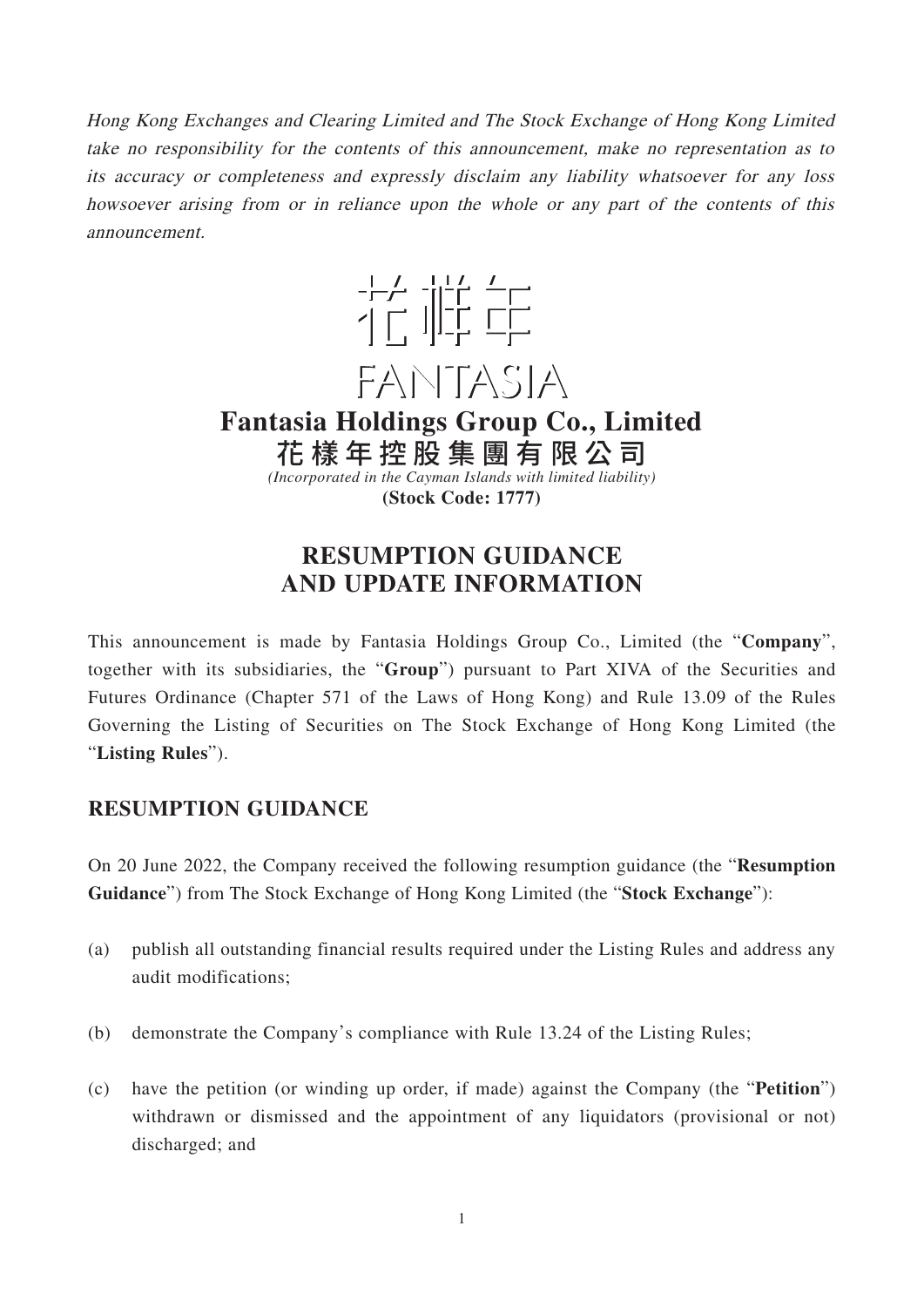*Hong Kong Exchanges and Clearing Limited and The Stock Exchange of Hong Kong Limited take no responsibility for the contents of this announcement, make no representation as to its accuracy or completeness and expressly disclaim any liability whatsoever for any loss howsoever arising from or in reliance upon the whole or any part of the contents of this announcement.*

花樣年

FANTASIA

# Fantasia Holdings Group Co., Limited

# 花樣年控股集團有限公司

*(Incorporated in the Cayman Islands with limited liability)*

**(Stock Code: 1777)**

# RESUMPTION GUIDANCE AND UPDATE INFORMATION

This announcement is made by Fantasia Holdings Group Co., Limited (the "**Company**", together with its subsidiaries, the "**Group**") pursuant to Part XIVA of the Securities and Futures Ordinance (Chapter 571 of the Laws of Hong Kong) and Rule 13.09 of the Rules Governing the Listing of Securities on The Stock Exchange of Hong Kong Limited (the "**Listing Rules**").

## RESUMPTION GUIDANCE

On 20 June 2022, the Company received the following resumption guidance (the "**Resumption Guidance**") from The Stock Exchange of Hong Kong Limited (the "**Stock Exchange**"):

(a) publish all outstanding financial results required under the Listing Rules and address any audit modifications;

(b) demonstrate the Company's compliance with Rule 13.24 of the Listing Rules;

(c) have the petition (or winding up order, if made) against the Company (the "**Petition**") withdrawn or dismissed and the appointment of any liquidators (provisional or not) discharged; and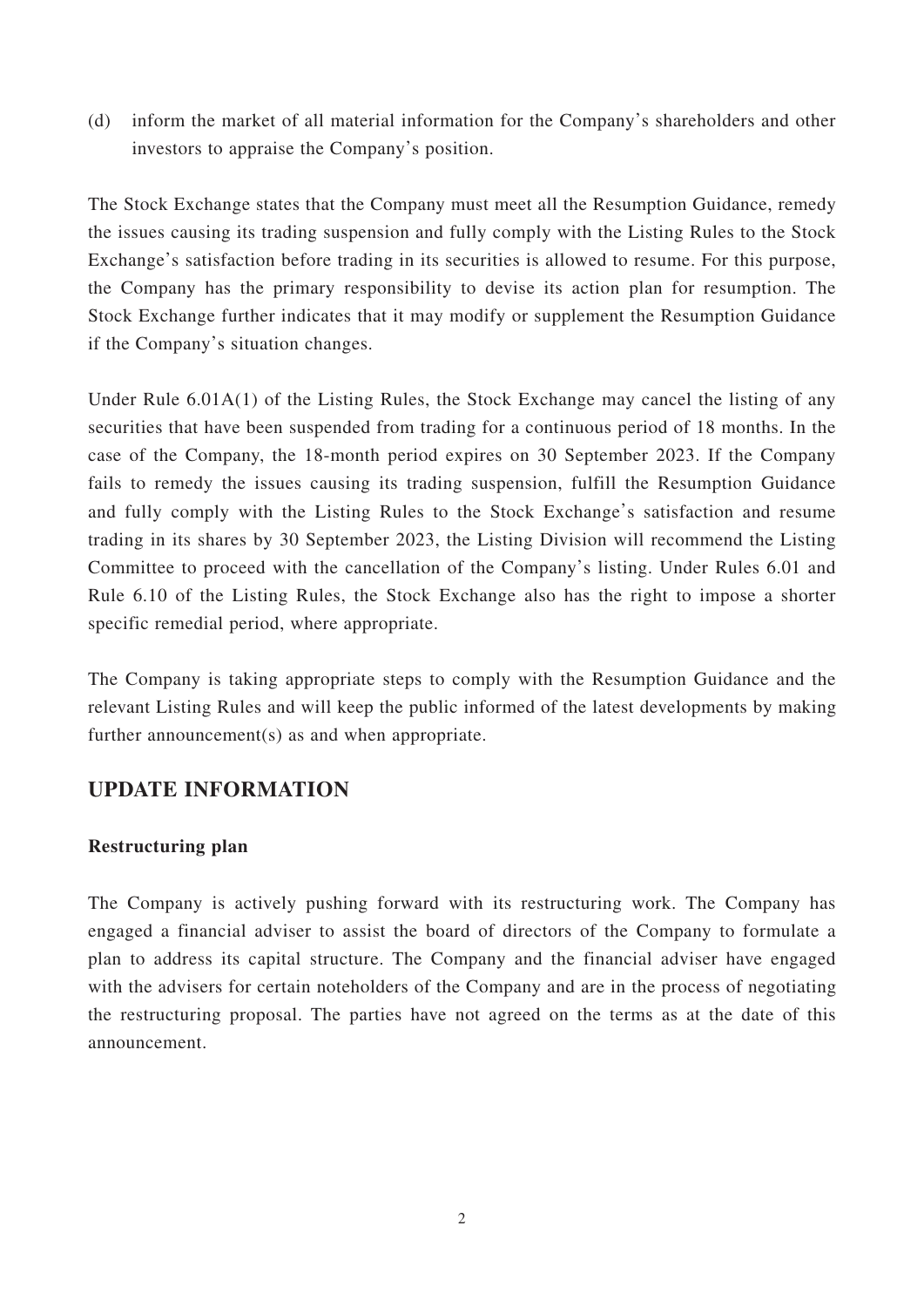(d) inform the market of all material information for the Company's shareholders and other investors to appraise the Company's position.

The Stock Exchange states that the Company must meet all the Resumption Guidance, remedy the issues causing its trading suspension and fully comply with the Listing Rules to the Stock Exchange's satisfaction before trading in its securities is allowed to resume. For this purpose, the Company has the primary responsibility to devise its action plan for resumption. The Stock Exchange further indicates that it may modify or supplement the Resumption Guidance if the Company's situation changes.

Under Rule 6.01A(1) of the Listing Rules, the Stock Exchange may cancel the listing of any securities that have been suspended from trading for a continuous period of 18 months. In the case of the Company, the 18-month period expires on 30 September 2023. If the Company fails to remedy the issues causing its trading suspension, fulfill the Resumption Guidance and fully comply with the Listing Rules to the Stock Exchange's satisfaction and resume trading in its shares by 30 September 2023, the Listing Division will recommend the Listing Committee to proceed with the cancellation of the Company's listing. Under Rules 6.01 and Rule 6.10 of the Listing Rules, the Stock Exchange also has the right to impose a shorter specific remedial period, where appropriate.

The Company is taking appropriate steps to comply with the Resumption Guidance and the relevant Listing Rules and will keep the public informed of the latest developments by making further announcement(s) as and when appropriate.

## UPDATE INFORMATION

**Restructuring plan**

The Company is actively pushing forward with its restructuring work. The Company has engaged a financial adviser to assist the board of directors of the Company to formulate a plan to address its capital structure. The Company and the financial adviser have engaged with the advisers for certain noteholders of the Company and are in the process of negotiating the restructuring proposal. The parties have not agreed on the terms as at the date of this announcement.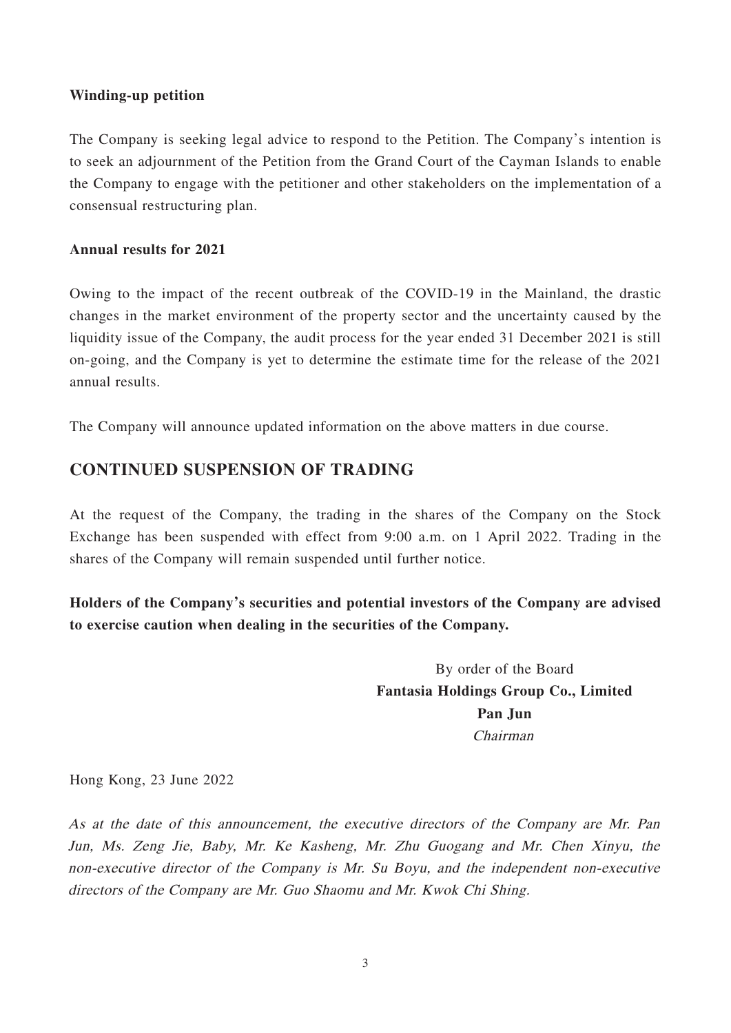**Winding-up petition**

The Company is seeking legal advice to respond to the Petition. The Company's intention is to seek an adjournment of the Petition from the Grand Court of the Cayman Islands to enable the Company to engage with the petitioner and other stakeholders on the implementation of a consensual restructuring plan.

**Annual results for 2021**

Owing to the impact of the recent outbreak of the COVID-19 in the Mainland, the drastic changes in the market environment of the property sector and the uncertainty caused by the liquidity issue of the Company, the audit process for the year ended 31 December 2021 is still on-going, and the Company is yet to determine the estimate time for the release of the 2021 annual results.

The Company will announce updated information on the above matters in due course.

## CONTINUED SUSPENSION OF TRADING

At the request of the Company, the trading in the shares of the Company on the Stock Exchange has been suspended with effect from 9:00 a.m. on 1 April 2022. Trading in the shares of the Company will remain suspended until further notice.

**Holders of the Company's securities and potential investors of the Company are advised to exercise caution when dealing in the securities of the Company.**

By order of the Board
**Fantasia Holdings Group Co., Limited**
**Pan Jun**
*Chairman*

Hong Kong, 23 June 2022

*As at the date of this announcement, the executive directors of the Company are Mr. Pan Jun, Ms. Zeng Jie, Baby, Mr. Ke Kasheng, Mr. Zhu Guogang and Mr. Chen Xinyu, the non-executive director of the Company is Mr. Su Boyu, and the independent non-executive directors of the Company are Mr. Guo Shaomu and Mr. Kwok Chi Shing.*